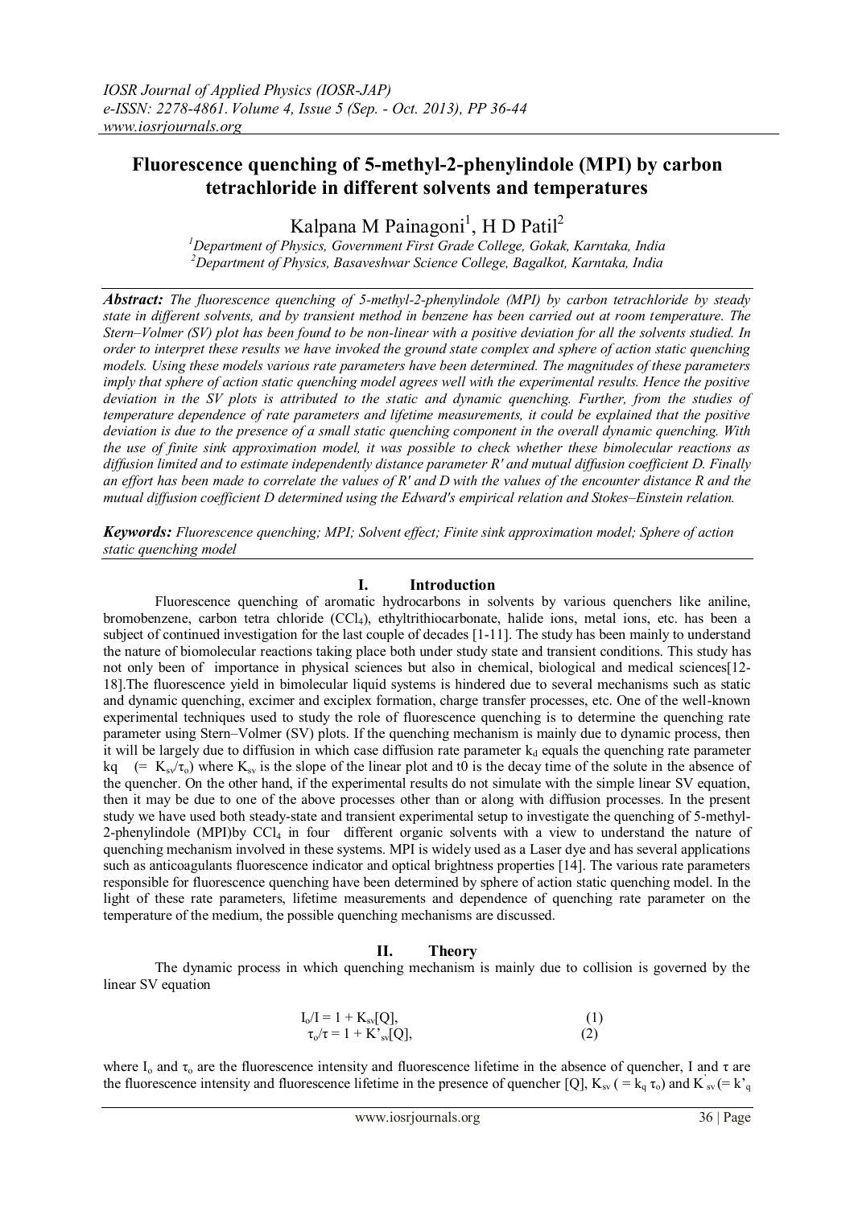# Fluorescence quenching of 5-methyl-2-phenylindole (MPI) by carbon tetrachloride in different solvents and temperatures

Kalpana M Painagoni[1], H D Patil[2]

[1]Department of Physics, Government First Grade College, Gokak, Karntaka, India
[2]Department of Physics, Basaveshwar Science College, Bagalkot, Karntaka, India

***Abstract:*** *The fluorescence quenching of 5-methyl-2-phenylindole (MPI) by carbon tetrachloride by steady state in different solvents, and by transient method in benzene has been carried out at room temperature. The Stern–Volmer (SV) plot has been found to be non-linear with a positive deviation for all the solvents studied. In order to interpret these results we have invoked the ground state complex and sphere of action static quenching models. Using these models various rate parameters have been determined. The magnitudes of these parameters imply that sphere of action static quenching model agrees well with the experimental results. Hence the positive deviation in the SV plots is attributed to the static and dynamic quenching. Further, from the studies of temperature dependence of rate parameters and lifetime measurements, it could be explained that the positive deviation is due to the presence of a small static quenching component in the overall dynamic quenching. With the use of finite sink approximation model, it was possible to check whether these bimolecular reactions as diffusion limited and to estimate independently distance parameter R′ and mutual diffusion coefficient D. Finally an effort has been made to correlate the values of R′ and D with the values of the encounter distance R and the mutual diffusion coefficient D determined using the Edward's empirical relation and Stokes–Einstein relation.*

***Keywords:*** *Fluorescence quenching; MPI; Solvent effect; Finite sink approximation model; Sphere of action static quenching model*

## I. Introduction

Fluorescence quenching of aromatic hydrocarbons in solvents by various quenchers like aniline, bromobenzene, carbon tetra chloride ($CCl_4$), ethyltrithiocarbonate, halide ions, metal ions, etc. has been a subject of continued investigation for the last couple of decades [1-11]. The study has been mainly to understand the nature of biomolecular reactions taking place both under study state and transient conditions. This study has not only been of importance in physical sciences but also in chemical, biological and medical sciences[12-18].The fluorescence yield in bimolecular liquid systems is hindered due to several mechanisms such as static and dynamic quenching, excimer and exciplex formation, charge transfer processes, etc. One of the well-known experimental techniques used to study the role of fluorescence quenching is to determine the quenching rate parameter using Stern–Volmer (SV) plots. If the quenching mechanism is mainly due to dynamic process, then it will be largely due to diffusion in which case diffusion rate parameter $k_d$ equals the quenching rate parameter kq (= $K_{sv}/\tau_o$) where $K_{sv}$ is the slope of the linear plot and t0 is the decay time of the solute in the absence of the quencher. On the other hand, if the experimental results do not simulate with the simple linear SV equation, then it may be due to one of the above processes other than or along with diffusion processes. In the present study we have used both steady-state and transient experimental setup to investigate the quenching of 5-methyl-2-phenylindole (MPI)by $CCl_4$ in four different organic solvents with a view to understand the nature of quenching mechanism involved in these systems. MPI is widely used as a Laser dye and has several applications such as anticoagulants fluorescence indicator and optical brightness properties [14]. The various rate parameters responsible for fluorescence quenching have been determined by sphere of action static quenching model. In the light of these rate parameters, lifetime measurements and dependence of quenching rate parameter on the temperature of the medium, the possible quenching mechanisms are discussed.

## II. Theory

The dynamic process in which quenching mechanism is mainly due to collision is governed by the linear SV equation

$$I_o/I = 1 + K_{sv}[Q], \qquad (1)$$

$$\tau_o/\tau = 1 + K'_{sv}[Q], \qquad (2)$$

where $I_o$ and $\tau_o$ are the fluorescence intensity and fluorescence lifetime in the absence of quencher, I and $\tau$ are the fluorescence intensity and fluorescence lifetime in the presence of quencher [Q], $K_{sv}$ ( = $k_q$ $\tau_o$) and $K'_{sv}$ (= $k'_q$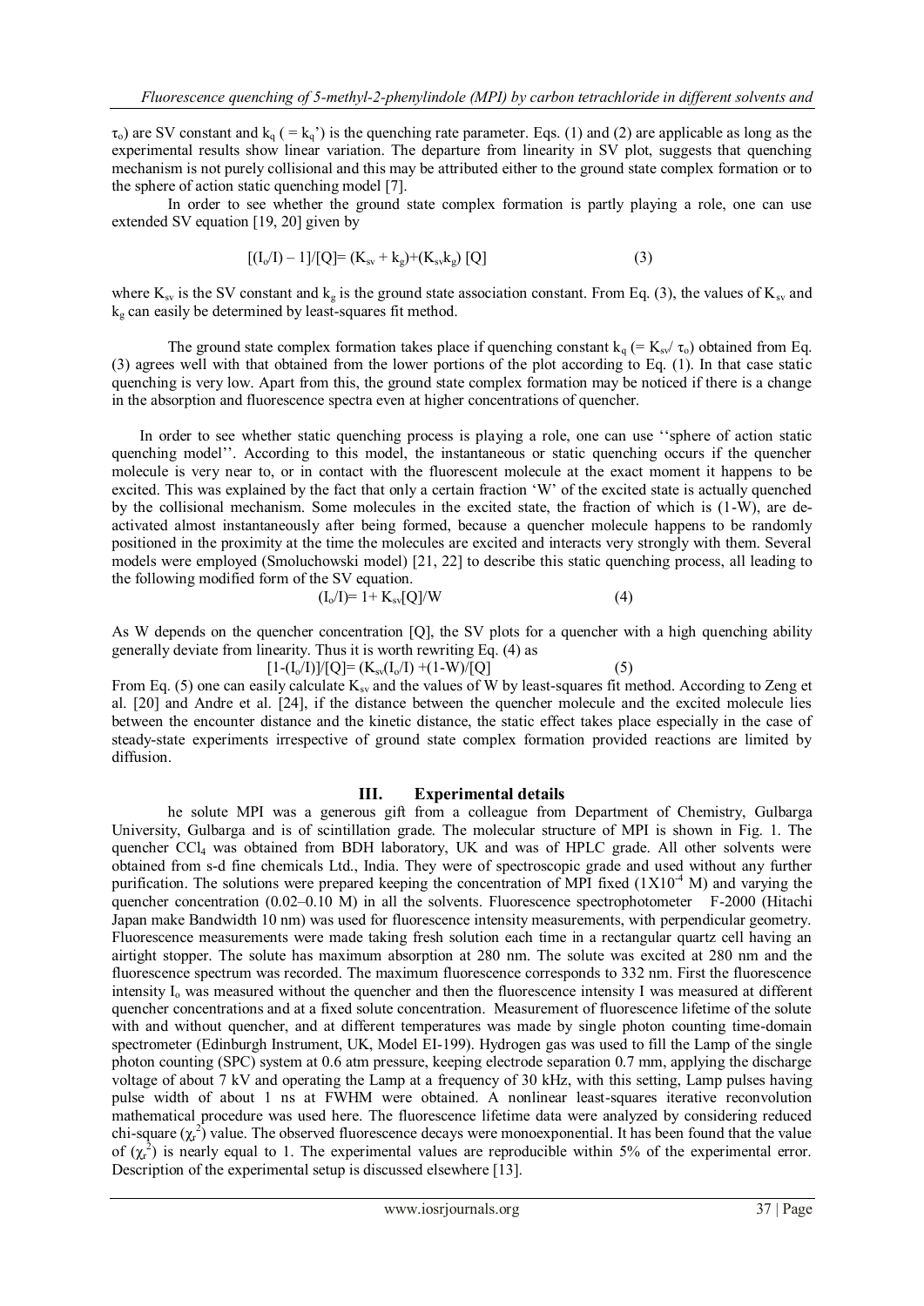$\tau_o$) are SV constant and $k_q$ ( = $k_q$') is the quenching rate parameter. Eqs. (1) and (2) are applicable as long as the experimental results show linear variation. The departure from linearity in SV plot, suggests that quenching mechanism is not purely collisional and this may be attributed either to the ground state complex formation or to the sphere of action static quenching model [7].

In order to see whether the ground state complex formation is partly playing a role, one can use extended SV equation [19, 20] given by

$$[(I_o/I) - 1]/[Q] = (K_{sv} + k_g) + (K_{sv}k_g)\,[Q] \qquad (3)$$

where $K_{sv}$ is the SV constant and $k_g$ is the ground state association constant. From Eq. (3), the values of $K_{sv}$ and $k_g$ can easily be determined by least-squares fit method.

The ground state complex formation takes place if quenching constant $k_q$ (= $K_{sv}/\tau_o$) obtained from Eq. (3) agrees well with that obtained from the lower portions of the plot according to Eq. (1). In that case static quenching is very low. Apart from this, the ground state complex formation may be noticed if there is a change in the absorption and fluorescence spectra even at higher concentrations of quencher.

In order to see whether static quenching process is playing a role, one can use ''sphere of action static quenching model''. According to this model, the instantaneous or static quenching occurs if the quencher molecule is very near to, or in contact with the fluorescent molecule at the exact moment it happens to be excited. This was explained by the fact that only a certain fraction 'W' of the excited state is actually quenched by the collisional mechanism. Some molecules in the excited state, the fraction of which is (1-W), are de-activated almost instantaneously after being formed, because a quencher molecule happens to be randomly positioned in the proximity at the time the molecules are excited and interacts very strongly with them. Several models were employed (Smoluchowski model) [21, 22] to describe this static quenching process, all leading to the following modified form of the SV equation.

$$(I_o/I) = 1 + K_{sv}[Q]/W \qquad (4)$$

As W depends on the quencher concentration [Q], the SV plots for a quencher with a high quenching ability generally deviate from linearity. Thus it is worth rewriting Eq. (4) as

$$[1-(I_o/I)]/[Q] = (K_{sv}(I_o/I) + (1-W)/[Q] \qquad (5)$$

From Eq. (5) one can easily calculate $K_{sv}$ and the values of W by least-squares fit method. According to Zeng et al. [20] and Andre et al. [24], if the distance between the quencher molecule and the excited molecule lies between the encounter distance and the kinetic distance, the static effect takes place especially in the case of steady-state experiments irrespective of ground state complex formation provided reactions are limited by diffusion.

## III. Experimental details

he solute MPI was a generous gift from a colleague from Department of Chemistry, Gulbarga University, Gulbarga and is of scintillation grade. The molecular structure of MPI is shown in Fig. 1. The quencher $CCl_4$ was obtained from BDH laboratory, UK and was of HPLC grade. All other solvents were obtained from s-d fine chemicals Ltd., India. They were of spectroscopic grade and used without any further purification. The solutions were prepared keeping the concentration of MPI fixed ($1\text{X}10^{-4}$ M) and varying the quencher concentration (0.02–0.10 M) in all the solvents. Fluorescence spectrophotometer F-2000 (Hitachi Japan make Bandwidth 10 nm) was used for fluorescence intensity measurements, with perpendicular geometry. Fluorescence measurements were made taking fresh solution each time in a rectangular quartz cell having an airtight stopper. The solute has maximum absorption at 280 nm. The solute was excited at 280 nm and the fluorescence spectrum was recorded. The maximum fluorescence corresponds to 332 nm. First the fluorescence intensity $I_o$ was measured without the quencher and then the fluorescence intensity I was measured at different quencher concentrations and at a fixed solute concentration. Measurement of fluorescence lifetime of the solute with and without quencher, and at different temperatures was made by single photon counting time-domain spectrometer (Edinburgh Instrument, UK, Model EI-199). Hydrogen gas was used to fill the Lamp of the single photon counting (SPC) system at 0.6 atm pressure, keeping electrode separation 0.7 mm, applying the discharge voltage of about 7 kV and operating the Lamp at a frequency of 30 kHz, with this setting, Lamp pulses having pulse width of about 1 ns at FWHM were obtained. A nonlinear least-squares iterative reconvolution mathematical procedure was used here. The fluorescence lifetime data were analyzed by considering reduced chi-square ($\chi_r^2$) value. The observed fluorescence decays were monoexponential. It has been found that the value of ($\chi_r^2$) is nearly equal to 1. The experimental values are reproducible within 5% of the experimental error. Description of the experimental setup is discussed elsewhere [13].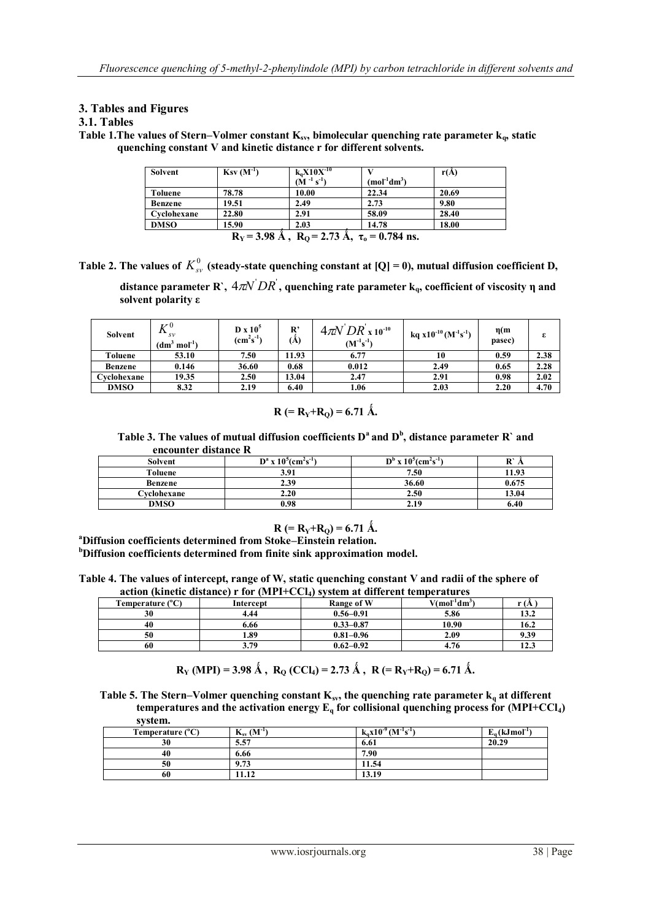## 3. Tables and Figures

### 3.1. Tables

**Table 1.The values of Stern–Volmer constant $K_{sv}$, bimolecular quenching rate parameter $k_q$, static quenching constant V and kinetic distance r for different solvents.**

| Solvent | Ksv ($M^{-1}$) | $k_q X10X^{-10}$ ($M^{-1} s^{-1}$) | V ($mol^{-1}dm^3$) | r(Å) |
|---|---|---|---|---|
| Toluene | 78.78 | 10.00 | 22.34 | 20.69 |
| Benzene | 19.51 | 2.49 | 2.73 | 9.80 |
| Cyclohexane | 22.80 | 2.91 | 58.09 | 28.40 |
| DMSO | 15.90 | 2.03 | 14.78 | 18.00 |

**$R_Y$ = 3.98 Å , $R_Q$ = 2.73 Å, $\tau_o$ = 0.784 ns.**

**Table 2. The values of $K_{sv}^{0}$ (steady-state quenching constant at [Q] = 0), mutual diffusion coefficient D, distance parameter R\`, $4\pi N^{'}DR^{'}$, quenching rate parameter $k_q$, coefficient of viscosity η and solvent polarity ε**

| Solvent | $K_{sv}^{0}$ ($dm^3\ mol^{-1}$) | D x $10^5$ ($cm^2s^{-1}$) | R' (Å) | $4\pi N^{'}DR^{'}$ x $10^{-10}$ ($M^{-1}s^{-1}$) | kq x$10^{-10}$($M^{-1}s^{-1}$) | η(m pasec) | ε |
|---|---|---|---|---|---|---|---|
| Toluene | 53.10 | 7.50 | 11.93 | 6.77 | 10 | 0.59 | 2.38 |
| Benzene | 0.146 | 36.60 | 0.68 | 0.012 | 2.49 | 0.65 | 2.28 |
| Cyclohexane | 19.35 | 2.50 | 13.04 | 2.47 | 2.91 | 0.98 | 2.02 |
| DMSO | 8.32 | 2.19 | 6.40 | 1.06 | 2.03 | 2.20 | 4.70 |

**R (= $R_Y$+$R_Q$) = 6.71 Å.**

**Table 3. The values of mutual diffusion coefficients $D^a$ and $D^b$, distance parameter R\` and encounter distance R**

| Solvent | $D^a$ x $10^5$($cm^2s^{-1}$) | $D^b$ x $10^5$($cm^2s^{-1}$) | R\` Å |
|---|---|---|---|
| Toluene | 3.91 | 7.50 | 11.93 |
| Benzene | 2.39 | 36.60 | 0.675 |
| Cyclohexane | 2.20 | 2.50 | 13.04 |
| DMSO | 0.98 | 2.19 | 6.40 |

**R (= $R_Y$+$R_Q$) = 6.71 Å.**

[a] **Diffusion coefficients determined from Stoke–Einstein relation.**
[b] **Diffusion coefficients determined from finite sink approximation model.**

**Table 4. The values of intercept, range of W, static quenching constant V and radii of the sphere of action (kinetic distance) r for ($MPI+CCl_4$) system at different temperatures**

| Temperature (°C) | Intercept | Range of W | V($mol^{-1}dm^3$) | r (Å ) |
|---|---|---|---|---|
| 30 | 4.44 | 0.56–0.91 | 5.86 | 13.2 |
| 40 | 6.66 | 0.33–0.87 | 10.90 | 16.2 |
| 50 | 1.89 | 0.81–0.96 | 2.09 | 9.39 |
| 60 | 3.79 | 0.62–0.92 | 4.76 | 12.3 |

**$R_Y$ (MPI) = 3.98 Å , $R_Q$ ($CCl_4$) = 2.73 Å , R (= $R_Y$+$R_Q$) = 6.71 Å.**

**Table 5. The Stern–Volmer quenching constant $K_{sv}$, the quenching rate parameter $k_q$ at different temperatures and the activation energy $E_q$ for collisional quenching process for ($MPI+CCl_4$) system.**

| Temperature (°C) | $K_{sv}$ ($M^{-1}$) | $k_q$x$10^{-9}$ ($M^{-1}s^{-1}$) | $E_q$ ($kJmol^{-1}$) |
|---|---|---|---|
| 30 | 5.57 | 6.61 | 20.29 |
| 40 | 6.66 | 7.90 | |
| 50 | 9.73 | 11.54 | |
| 60 | 11.12 | 13.19 | |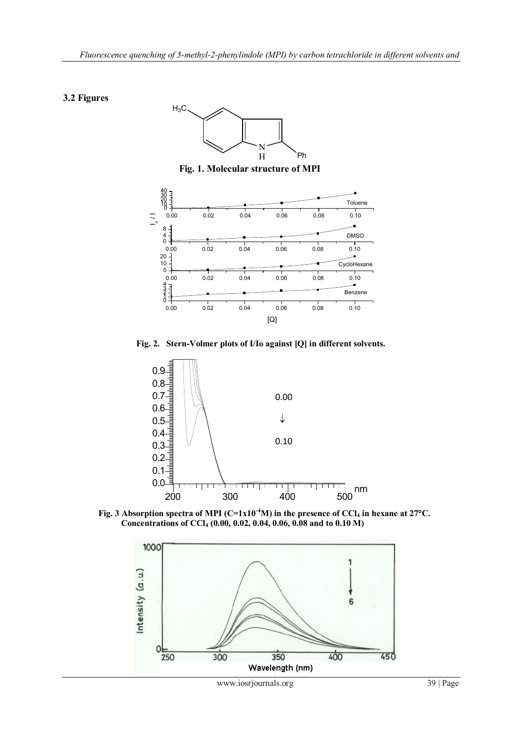### 3.2 Figures

**Fig. 1. Molecular structure of MPI**

**Fig. 2. Stern-Volmer plots of I/Io against [Q] in different solvents.**

**Fig. 3 Absorption spectra of MPI ($C=1x10^{-4}$M) in the presence of $CCl_4$ in hexane at 27°C. Concentrations of $CCl_4$ (0.00, 0.02, 0.04, 0.06, 0.08 and to 0.10 M)**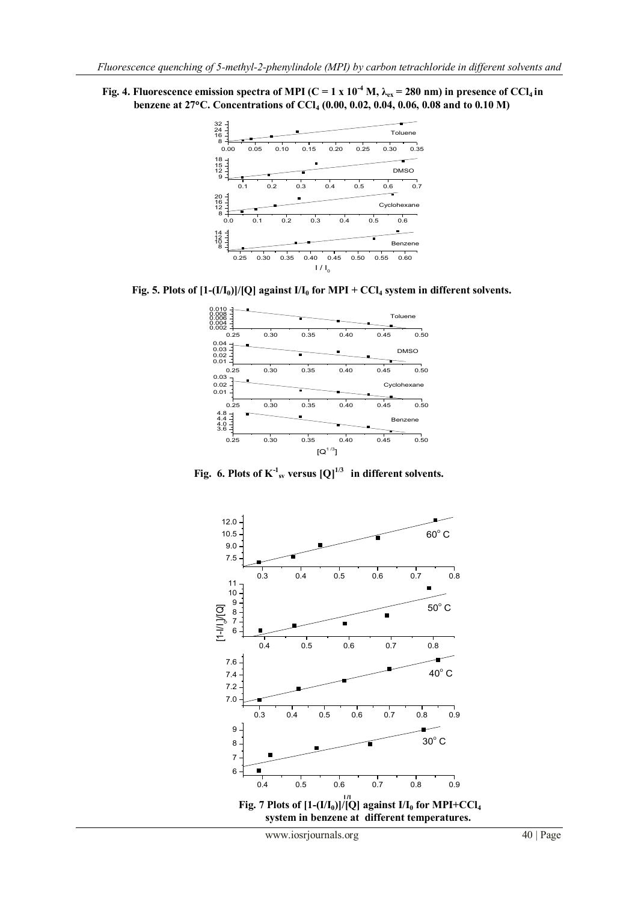**Fig. 4. Fluorescence emission spectra of MPI ($C = 1 \times 10^{-4}$ M, $\lambda_{ex} = 280$ nm) in presence of $CCl_4$ in benzene at 27°C. Concentrations of $CCl_4$ (0.00, 0.02, 0.04, 0.06, 0.08 and to 0.10 M)**

**Fig. 5. Plots of $[1-(I/I_0)]/[Q]$ against $I/I_0$ for MPI + $CCl_4$ system in different solvents.**

**Fig. 6. Plots of $K^{-1}_{sv}$ versus $[Q]^{1/3}$ in different solvents.**

**Fig. 7 Plots of $[1-(I/I_0)]/[Q]$ against $I/I_0$ for MPI+$CCl_4$ system in benzene at different temperatures.**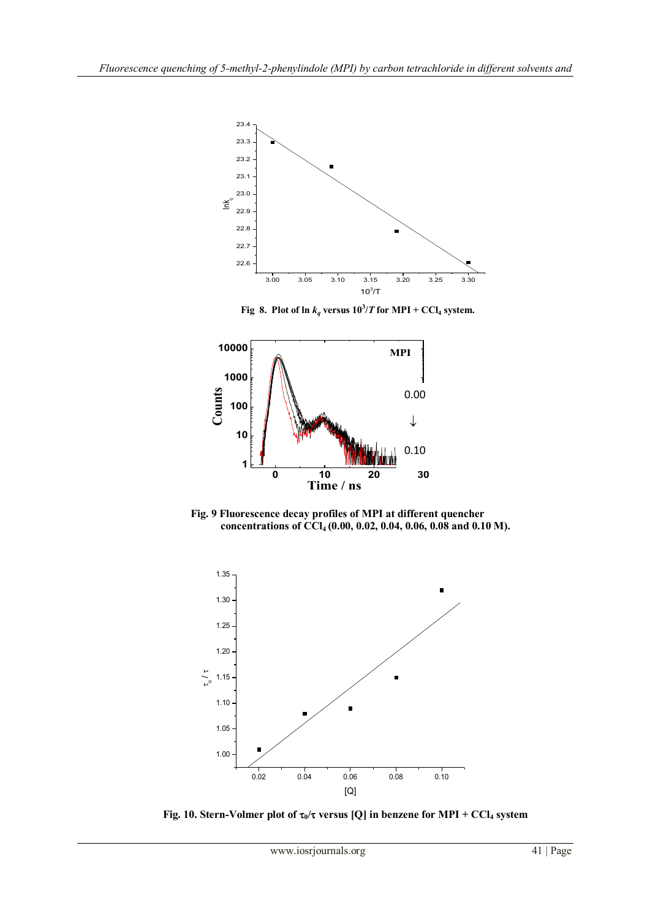**Fig 8. Plot of ln $k_q$ versus $10^3/T$ for MPI + $CCl_4$ system.**

**Fig. 9 Fluorescence decay profiles of MPI at different quencher concentrations of $CCl_4$ (0.00, 0.02, 0.04, 0.06, 0.08 and 0.10 M).**

**Fig. 10. Stern-Volmer plot of $\tau_0/\tau$ versus [Q] in benzene for MPI + $CCl_4$ system**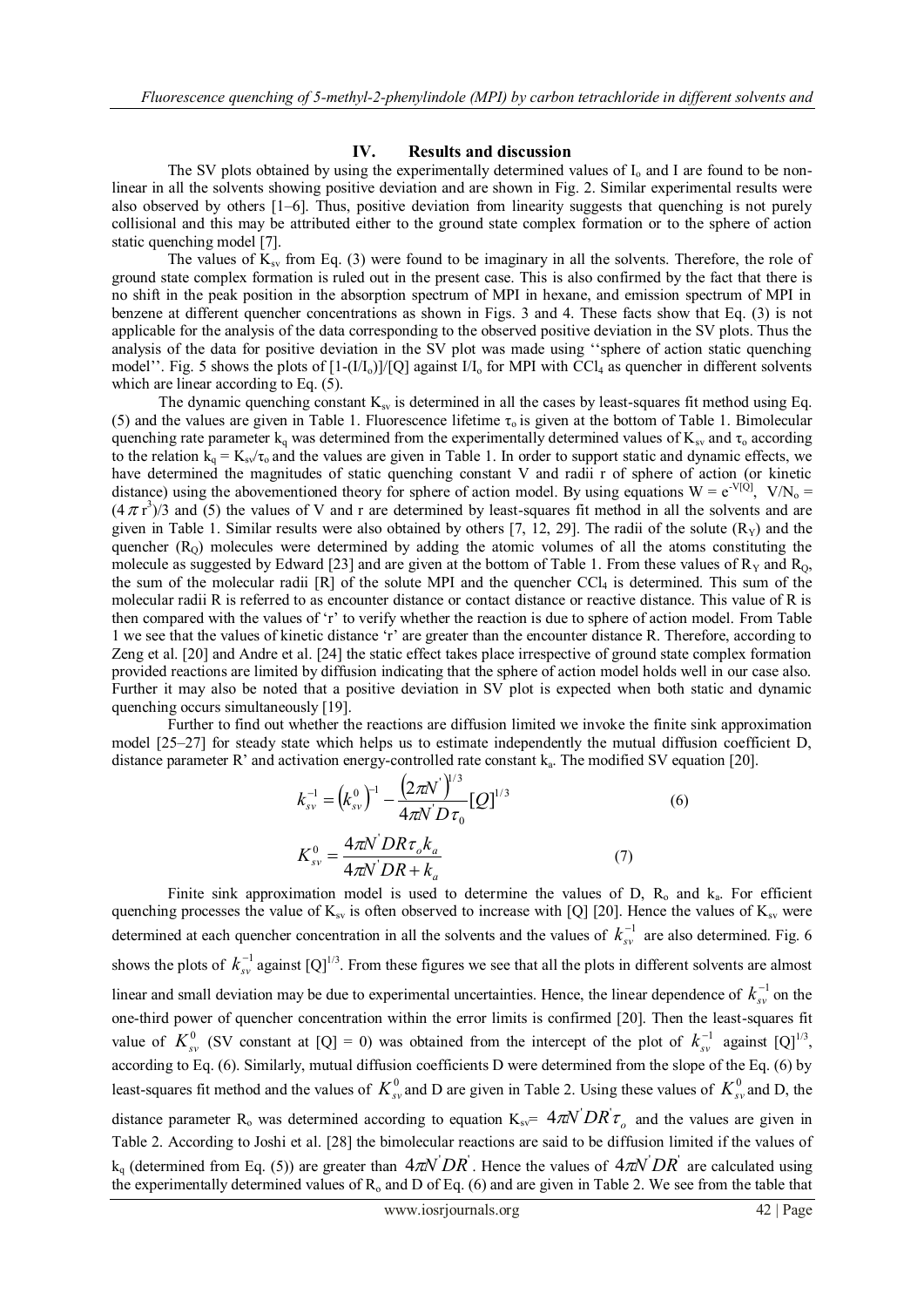## IV. Results and discussion

The SV plots obtained by using the experimentally determined values of $I_o$ and I are found to be non-linear in all the solvents showing positive deviation and are shown in Fig. 2. Similar experimental results were also observed by others [1–6]. Thus, positive deviation from linearity suggests that quenching is not purely collisional and this may be attributed either to the ground state complex formation or to the sphere of action static quenching model [7].

The values of $K_{sv}$ from Eq. (3) were found to be imaginary in all the solvents. Therefore, the role of ground state complex formation is ruled out in the present case. This is also confirmed by the fact that there is no shift in the peak position in the absorption spectrum of MPI in hexane, and emission spectrum of MPI in benzene at different quencher concentrations as shown in Figs. 3 and 4. These facts show that Eq. (3) is not applicable for the analysis of the data corresponding to the observed positive deviation in the SV plots. Thus the analysis of the data for positive deviation in the SV plot was made using ''sphere of action static quenching model''. Fig. 5 shows the plots of $[1-(I/I_o)]/[Q]$ against $I/I_o$ for MPI with $CCl_4$ as quencher in different solvents which are linear according to Eq. (5).

The dynamic quenching constant $K_{sv}$ is determined in all the cases by least-squares fit method using Eq. (5) and the values are given in Table 1. Fluorescence lifetime $\tau_o$ is given at the bottom of Table 1. Bimolecular quenching rate parameter $k_q$ was determined from the experimentally determined values of $K_{sv}$ and $\tau_o$ according to the relation $k_q = K_{sv}/\tau_o$ and the values are given in Table 1. In order to support static and dynamic effects, we have determined the magnitudes of static quenching constant V and radii r of sphere of action (or kinetic distance) using the abovementioned theory for sphere of action model. By using equations $W = e^{-V[Q]}$, $V/N_o = (4\pi r^3)/3$ and (5) the values of V and r are determined by least-squares fit method in all the solvents and are given in Table 1. Similar results were also obtained by others [7, 12, 29]. The radii of the solute ($R_Y$) and the quencher ($R_Q$) molecules were determined by adding the atomic volumes of all the atoms constituting the molecule as suggested by Edward [23] and are given at the bottom of Table 1. From these values of $R_Y$ and $R_Q$, the sum of the molecular radii [R] of the solute MPI and the quencher $CCl_4$ is determined. This sum of the molecular radii R is referred to as encounter distance or contact distance or reactive distance. This value of R is then compared with the values of 'r' to verify whether the reaction is due to sphere of action model. From Table 1 we see that the values of kinetic distance 'r' are greater than the encounter distance R. Therefore, according to Zeng et al. [20] and Andre et al. [24] the static effect takes place irrespective of ground state complex formation provided reactions are limited by diffusion indicating that the sphere of action model holds well in our case also. Further it may also be noted that a positive deviation in SV plot is expected when both static and dynamic quenching occurs simultaneously [19].

Further to find out whether the reactions are diffusion limited we invoke the finite sink approximation model [25–27] for steady state which helps us to estimate independently the mutual diffusion coefficient D, distance parameter R' and activation energy-controlled rate constant $k_a$. The modified SV equation [20].

$$k_{sv}^{-1} = \left(k_{sv}^{0}\right)^{-1} - \frac{\left(2\pi N'\right)^{1/3}}{4\pi N' D\tau_0}[Q]^{1/3} \quad (6)$$

$$K_{sv}^{0} = \frac{4\pi N' DR\tau_o k_a}{4\pi N' DR + k_a} \quad (7)$$

Finite sink approximation model is used to determine the values of D, $R_o$ and $k_a$. For efficient quenching processes the value of $K_{sv}$ is often observed to increase with [Q] [20]. Hence the values of $K_{sv}$ were determined at each quencher concentration in all the solvents and the values of $k_{sv}^{-1}$ are also determined. Fig. 6 shows the plots of $k_{sv}^{-1}$ against $[Q]^{1/3}$. From these figures we see that all the plots in different solvents are almost linear and small deviation may be due to experimental uncertainties. Hence, the linear dependence of $k_{sv}^{-1}$ on the one-third power of quencher concentration within the error limits is confirmed [20]. Then the least-squares fit value of $K_{sv}^{0}$ (SV constant at [Q] = 0) was obtained from the intercept of the plot of $k_{sv}^{-1}$ against $[Q]^{1/3}$, according to Eq. (6). Similarly, mutual diffusion coefficients D were determined from the slope of the Eq. (6) by least-squares fit method and the values of $K_{sv}^{0}$ and D are given in Table 2. Using these values of $K_{sv}^{0}$ and D, the distance parameter $R_o$ was determined according to equation $K_{sv} = 4\pi N' DR'\tau_o$ and the values are given in Table 2. According to Joshi et al. [28] the bimolecular reactions are said to be diffusion limited if the values of $k_q$ (determined from Eq. (5)) are greater than $4\pi N' DR'$. Hence the values of $4\pi N' DR'$ are calculated using the experimentally determined values of $R_o$ and D of Eq. (6) and are given in Table 2. We see from the table that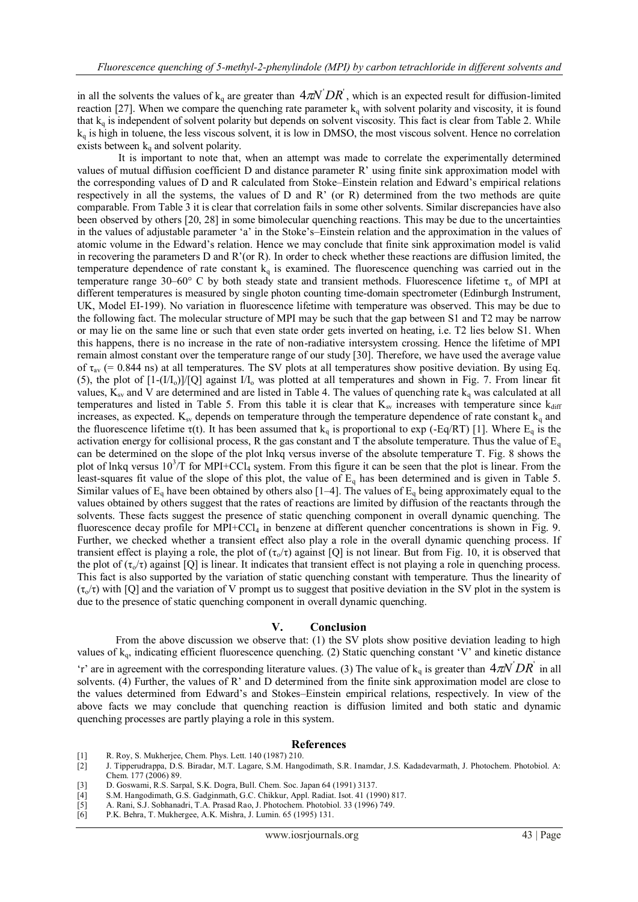in all the solvents the values of $k_q$ are greater than $4\pi N' DR'$, which is an expected result for diffusion-limited reaction [27]. When we compare the quenching rate parameter $k_q$ with solvent polarity and viscosity, it is found that $k_q$ is independent of solvent polarity but depends on solvent viscosity. This fact is clear from Table 2. While $k_q$ is high in toluene, the less viscous solvent, it is low in DMSO, the most viscous solvent. Hence no correlation exists between $k_q$ and solvent polarity.

It is important to note that, when an attempt was made to correlate the experimentally determined values of mutual diffusion coefficient D and distance parameter R' using finite sink approximation model with the corresponding values of D and R calculated from Stoke–Einstein relation and Edward's empirical relations respectively in all the systems, the values of D and R' (or R) determined from the two methods are quite comparable. From Table 3 it is clear that correlation fails in some other solvents. Similar discrepancies have also been observed by others [20, 28] in some bimolecular quenching reactions. This may be due to the uncertainties in the values of adjustable parameter 'a' in the Stoke's–Einstein relation and the approximation in the values of atomic volume in the Edward's relation. Hence we may conclude that finite sink approximation model is valid in recovering the parameters D and R'(or R). In order to check whether these reactions are diffusion limited, the temperature dependence of rate constant $k_q$ is examined. The fluorescence quenching was carried out in the temperature range 30–60° C by both steady state and transient methods. Fluorescence lifetime $\tau_o$ of MPI at different temperatures is measured by single photon counting time-domain spectrometer (Edinburgh Instrument, UK, Model EI-199). No variation in fluorescence lifetime with temperature was observed. This may be due to the following fact. The molecular structure of MPI may be such that the gap between S1 and T2 may be narrow or may lie on the same line or such that even state order gets inverted on heating, i.e. T2 lies below S1. When this happens, there is no increase in the rate of non-radiative intersystem crossing. Hence the lifetime of MPI remain almost constant over the temperature range of our study [30]. Therefore, we have used the average value of $\tau_{av}$ (= 0.844 ns) at all temperatures. The SV plots at all temperatures show positive deviation. By using Eq. (5), the plot of $[1-(I/I_o)]/[Q]$ against $I/I_o$ was plotted at all temperatures and shown in Fig. 7. From linear fit values, $K_{sv}$ and V are determined and are listed in Table 4. The values of quenching rate $k_q$ was calculated at all temperatures and listed in Table 5. From this table it is clear that $K_{sv}$ increases with temperature since $k_{diff}$ increases, as expected. $K_{sv}$ depends on temperature through the temperature dependence of rate constant $k_q$ and the fluorescence lifetime $\tau(t)$. It has been assumed that $k_q$ is proportional to exp ($-E_q/RT$) [1]. Where $E_q$ is the activation energy for collisional process, R the gas constant and T the absolute temperature. Thus the value of $E_q$ can be determined on the slope of the plot lnkq versus inverse of the absolute temperature T. Fig. 8 shows the plot of lnkq versus $10^3/T$ for MPI+$CCl_4$ system. From this figure it can be seen that the plot is linear. From the least-squares fit value of the slope of this plot, the value of $E_q$ has been determined and is given in Table 5. Similar values of $E_q$ have been obtained by others also [1–4]. The values of $E_q$ being approximately equal to the values obtained by others suggest that the rates of reactions are limited by diffusion of the reactants through the solvents. These facts suggest the presence of static quenching component in overall dynamic quenching. The fluorescence decay profile for MPI+$CCl_4$ in benzene at different quencher concentrations is shown in Fig. 9. Further, we checked whether a transient effect also play a role in the overall dynamic quenching process. If transient effect is playing a role, the plot of $(\tau_o/\tau)$ against [Q] is not linear. But from Fig. 10, it is observed that the plot of $(\tau_o/\tau)$ against [Q] is linear. It indicates that transient effect is not playing a role in quenching process. This fact is also supported by the variation of static quenching constant with temperature. Thus the linearity of $(\tau_o/\tau)$ with [Q] and the variation of V prompt us to suggest that positive deviation in the SV plot in the system is due to the presence of static quenching component in overall dynamic quenching.

## V. Conclusion

From the above discussion we observe that: (1) the SV plots show positive deviation leading to high values of $k_q$, indicating efficient fluorescence quenching. (2) Static quenching constant 'V' and kinetic distance 'r' are in agreement with the corresponding literature values. (3) The value of $k_q$ is greater than $4\pi N' DR'$ in all solvents. (4) Further, the values of R' and D determined from the finite sink approximation model are close to the values determined from Edward's and Stokes–Einstein empirical relations, respectively. In view of the above facts we may conclude that quenching reaction is diffusion limited and both static and dynamic quenching processes are partly playing a role in this system.

## References

[1] R. Roy, S. Mukherjee, Chem. Phys. Lett. 140 (1987) 210.
[2] J. Tipperudrappa, D.S. Biradar, M.T. Lagare, S.M. Hangodimath, S.R. Inamdar, J.S. Kadadevarmath, J. Photochem. Photobiol. A: Chem. 177 (2006) 89.
[3] D. Goswami, R.S. Sarpal, S.K. Dogra, Bull. Chem. Soc. Japan 64 (1991) 3137.
[4] S.M. Hangodimath, G.S. Gadginmath, G.C. Chikkur, Appl. Radiat. Isot. 41 (1990) 817.
[5] A. Rani, S.J. Sobhanadri, T.A. Prasad Rao, J. Photochem. Photobiol. 33 (1996) 749.
[6] P.K. Behra, T. Mukhergee, A.K. Mishra, J. Lumin. 65 (1995) 131.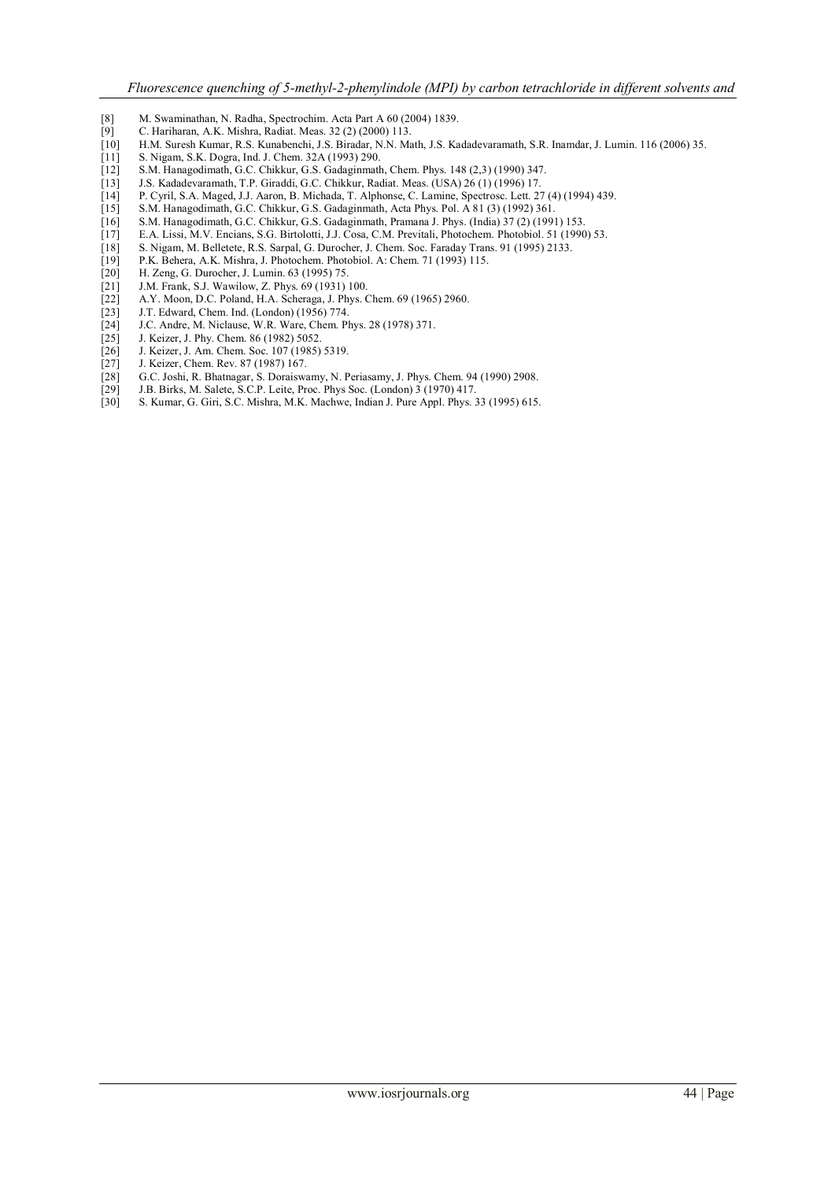[8] M. Swaminathan, N. Radha, Spectrochim. Acta Part A 60 (2004) 1839.
[9] C. Hariharan, A.K. Mishra, Radiat. Meas. 32 (2) (2000) 113.
[10] H.M. Suresh Kumar, R.S. Kunabenchi, J.S. Biradar, N.N. Math, J.S. Kadadevaramath, S.R. Inamdar, J. Lumin. 116 (2006) 35.
[11] S. Nigam, S.K. Dogra, Ind. J. Chem. 32A (1993) 290.
[12] S.M. Hanagodimath, G.C. Chikkur, G.S. Gadaginmath, Chem. Phys. 148 (2,3) (1990) 347.
[13] J.S. Kadadevaramath, T.P. Giraddi, G.C. Chikkur, Radiat. Meas. (USA) 26 (1) (1996) 17.
[14] P. Cyril, S.A. Maged, J.J. Aaron, B. Michada, T. Alphonse, C. Lamine, Spectrosc. Lett. 27 (4) (1994) 439.
[15] S.M. Hanagodimath, G.C. Chikkur, G.S. Gadaginmath, Acta Phys. Pol. A 81 (3) (1992) 361.
[16] S.M. Hanagodimath, G.C. Chikkur, G.S. Gadaginmath, Pramana J. Phys. (India) 37 (2) (1991) 153.
[17] E.A. Lissi, M.V. Encians, S.G. Birtolotti, J.J. Cosa, C.M. Previtali, Photochem. Photobiol. 51 (1990) 53.
[18] S. Nigam, M. Belletete, R.S. Sarpal, G. Durocher, J. Chem. Soc. Faraday Trans. 91 (1995) 2133.
[19] P.K. Behera, A.K. Mishra, J. Photochem. Photobiol. A: Chem. 71 (1993) 115.
[20] H. Zeng, G. Durocher, J. Lumin. 63 (1995) 75.
[21] J.M. Frank, S.J. Wawilow, Z. Phys. 69 (1931) 100.
[22] A.Y. Moon, D.C. Poland, H.A. Scheraga, J. Phys. Chem. 69 (1965) 2960.
[23] J.T. Edward, Chem. Ind. (London) (1956) 774.
[24] J.C. Andre, M. Niclause, W.R. Ware, Chem. Phys. 28 (1978) 371.
[25] J. Keizer, J. Phy. Chem. 86 (1982) 5052.
[26] J. Keizer, J. Am. Chem. Soc. 107 (1985) 5319.
[27] J. Keizer, Chem. Rev. 87 (1987) 167.
[28] G.C. Joshi, R. Bhatnagar, S. Doraiswamy, N. Periasamy, J. Phys. Chem. 94 (1990) 2908.
[29] J.B. Birks, M. Salete, S.C.P. Leite, Proc. Phys Soc. (London) 3 (1970) 417.
[30] S. Kumar, G. Giri, S.C. Mishra, M.K. Machwe, Indian J. Pure Appl. Phys. 33 (1995) 615.